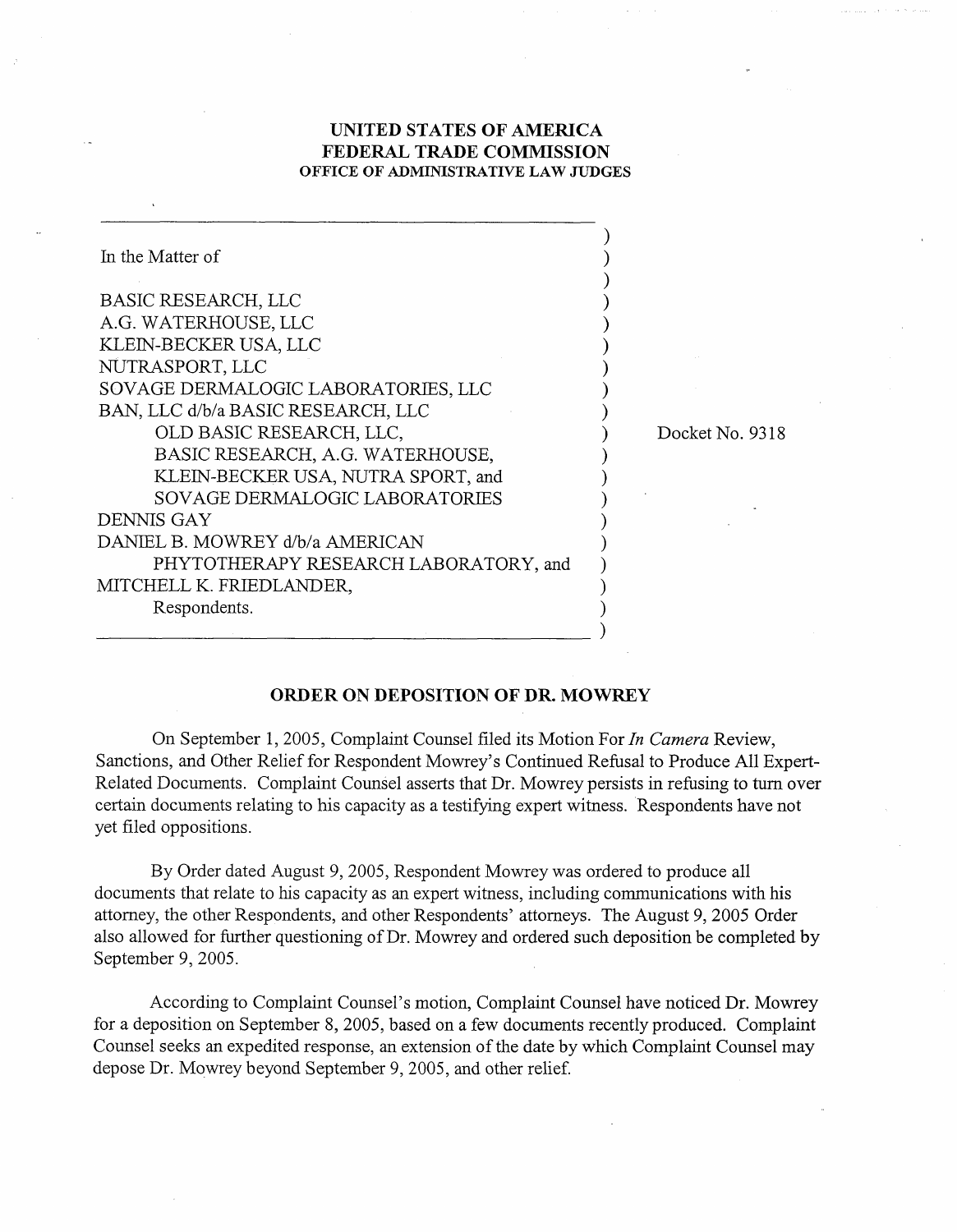**UNITED STATES OF AMERICA**
**FEDERAL TRADE COMMISSION**
**OFFICE OF ADMINISTRATIVE LAW JUDGES**

In the Matter of

BASIC RESEARCH, LLC
A.G. WATERHOUSE, LLC
KLEIN-BECKER USA, LLC
NUTRASPORT, LLC
SOVAGE DERMALOGIC LABORATORIES, LLC
BAN, LLC d/b/a BASIC RESEARCH, LLC
OLD BASIC RESEARCH, LLC,
BASIC RESEARCH, A.G. WATERHOUSE,
KLEIN-BECKER USA, NUTRA SPORT, and
SOVAGE DERMALOGIC LABORATORIES
DENNIS GAY
DANIEL B. MOWREY d/b/a AMERICAN
PHYTOTHERAPY RESEARCH LABORATORY, and
MITCHELL K. FRIEDLANDER,
Respondents.

Docket No. 9318

**ORDER ON DEPOSITION OF DR. MOWREY**

On September 1, 2005, Complaint Counsel filed its Motion For *In Camera* Review, Sanctions, and Other Relief for Respondent Mowrey's Continued Refusal to Produce All Expert-Related Documents. Complaint Counsel asserts that Dr. Mowrey persists in refusing to turn over certain documents relating to his capacity as a testifying expert witness. Respondents have not yet filed oppositions.

By Order dated August 9, 2005, Respondent Mowrey was ordered to produce all documents that relate to his capacity as an expert witness, including communications with his attorney, the other Respondents, and other Respondents' attorneys. The August 9, 2005 Order also allowed for further questioning of Dr. Mowrey and ordered such deposition be completed by September 9, 2005.

According to Complaint Counsel's motion, Complaint Counsel have noticed Dr. Mowrey for a deposition on September 8, 2005, based on a few documents recently produced. Complaint Counsel seeks an expedited response, an extension of the date by which Complaint Counsel may depose Dr. Mowrey beyond September 9, 2005, and other relief.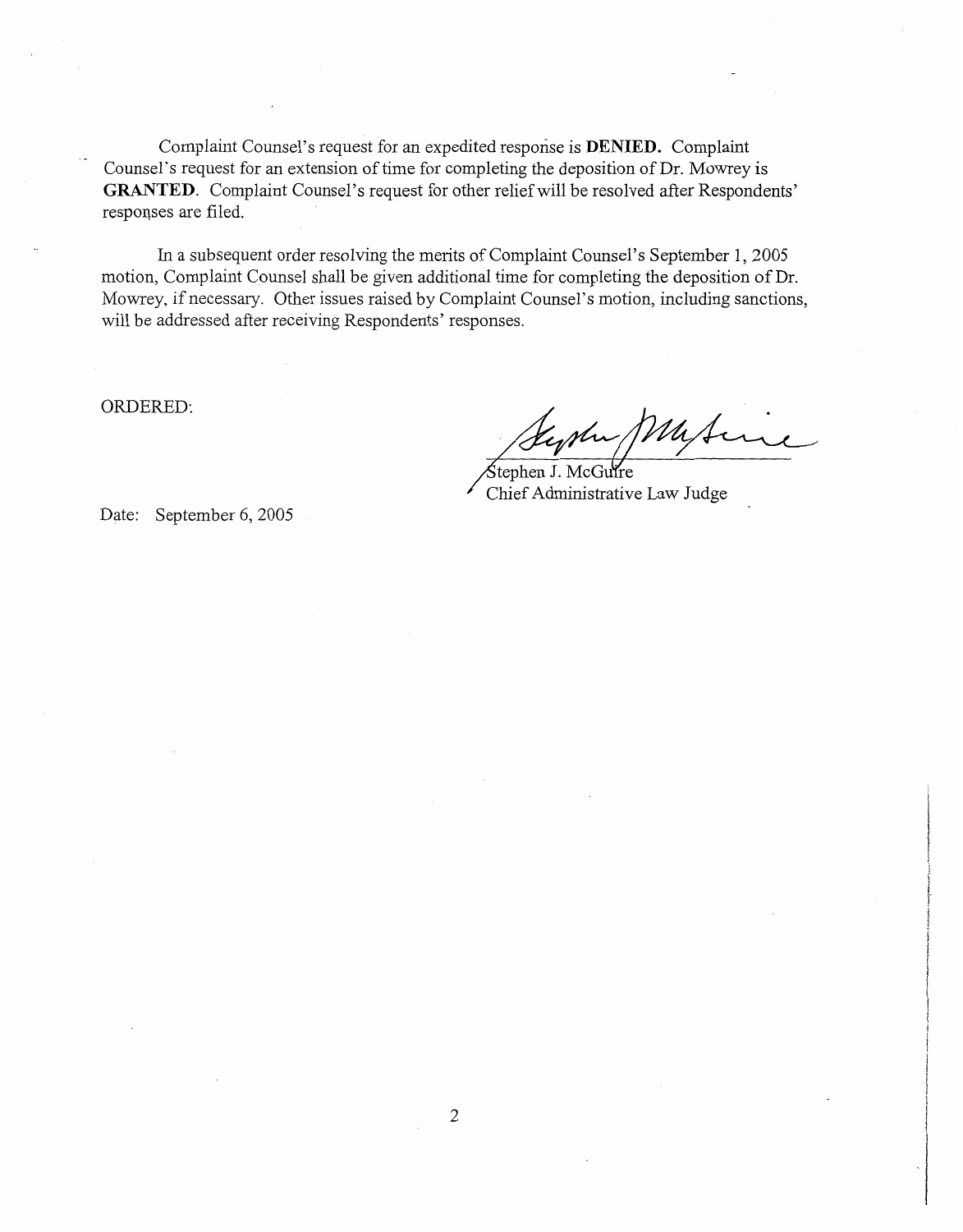Complaint Counsel's request for an expedited response is **DENIED.** Complaint Counsel's request for an extension of time for completing the deposition of Dr. Mowrey is **GRANTED**. Complaint Counsel's request for other relief will be resolved after Respondents' responses are filed.

In a subsequent order resolving the merits of Complaint Counsel's September 1, 2005 motion, Complaint Counsel shall be given additional time for completing the deposition of Dr. Mowrey, if necessary. Other issues raised by Complaint Counsel's motion, including sanctions, will be addressed after receiving Respondents' responses.

ORDERED:

Stephen J. McGuire
Chief Administrative Law Judge

Date: September 6, 2005